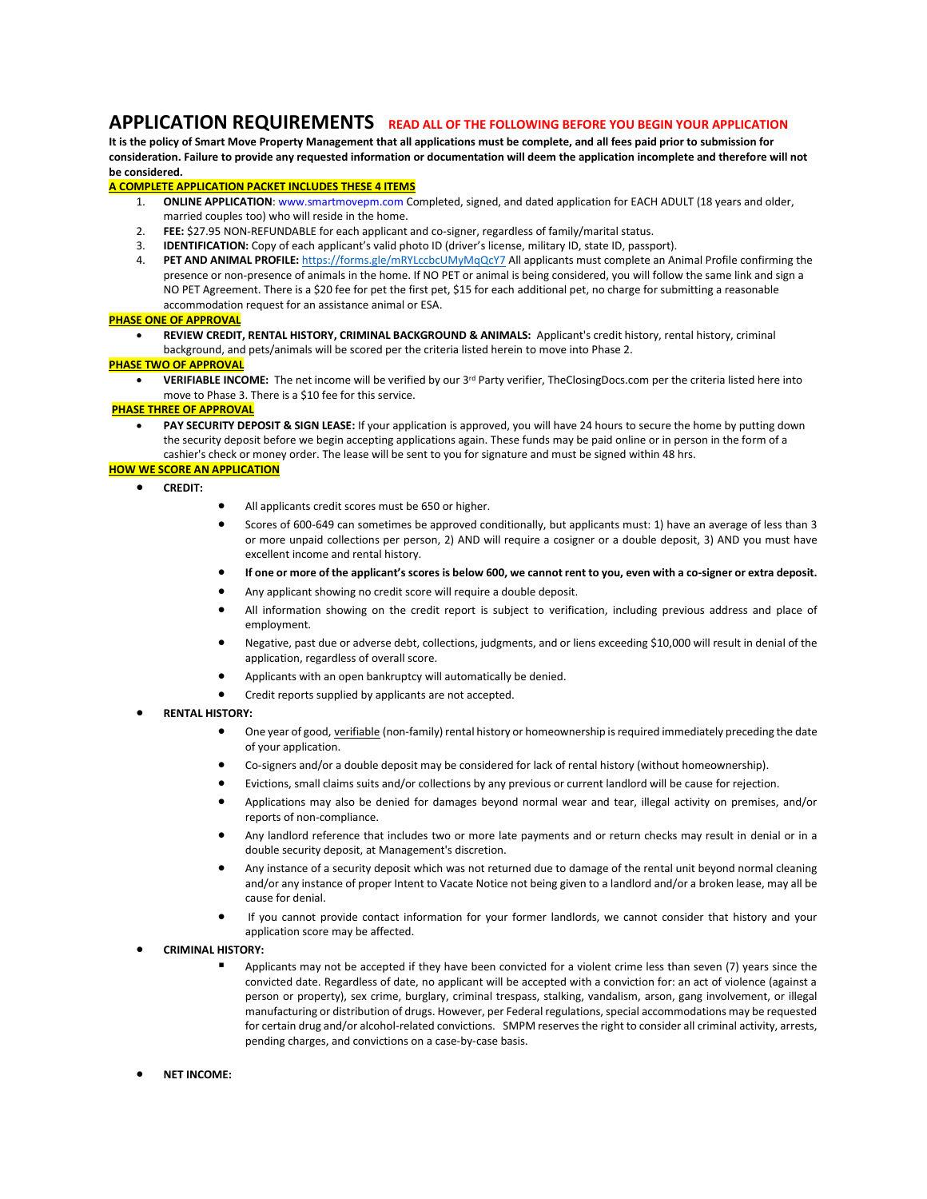# APPLICATION REQUIREMENTS **READ ALL OF THE FOLLOWING BEFORE YOU BEGIN YOUR APPLICATION**

**It is the policy of Smart Move Property Management that all applications must be complete, and all fees paid prior to submission for consideration. Failure to provide any requested information or documentation will deem the application incomplete and therefore will not be considered.**

**A COMPLETE APPLICATION PACKET INCLUDES THESE 4 ITEMS**

1. **ONLINE APPLICATION**: www.smartmovepm.com Completed, signed, and dated application for EACH ADULT (18 years and older, married couples too) who will reside in the home.
2. **FEE:** $27.95 NON-REFUNDABLE for each applicant and co-signer, regardless of family/marital status.
3. **IDENTIFICATION:** Copy of each applicant's valid photo ID (driver's license, military ID, state ID, passport).
4. **PET AND ANIMAL PROFILE:** https://forms.gle/mRYLccbcUMyMqQcY7 All applicants must complete an Animal Profile confirming the presence or non-presence of animals in the home. If NO PET or animal is being considered, you will follow the same link and sign a NO PET Agreement. There is a $20 fee for pet the first pet, $15 for each additional pet, no charge for submitting a reasonable accommodation request for an assistance animal or ESA.

**PHASE ONE OF APPROVAL**

- **REVIEW CREDIT, RENTAL HISTORY, CRIMINAL BACKGROUND & ANIMALS:** Applicant's credit history, rental history, criminal background, and pets/animals will be scored per the criteria listed herein to move into Phase 2.

**PHASE TWO OF APPROVAL**

- **VERIFIABLE INCOME:** The net income will be verified by our 3rd Party verifier, TheClosingDocs.com per the criteria listed here into move to Phase 3. There is a $10 fee for this service.

**PHASE THREE OF APPROVAL**

- **PAY SECURITY DEPOSIT & SIGN LEASE:** If your application is approved, you will have 24 hours to secure the home by putting down the security deposit before we begin accepting applications again. These funds may be paid online or in person in the form of a cashier's check or money order. The lease will be sent to you for signature and must be signed within 48 hrs.

**HOW WE SCORE AN APPLICATION**

- **CREDIT:**
  - All applicants credit scores must be 650 or higher.
  - Scores of 600-649 can sometimes be approved conditionally, but applicants must: 1) have an average of less than 3 or more unpaid collections per person, 2) AND will require a cosigner or a double deposit, 3) AND you must have excellent income and rental history.
  - **If one or more of the applicant's scores is below 600, we cannot rent to you, even with a co-signer or extra deposit.**
  - Any applicant showing no credit score will require a double deposit.
  - All information showing on the credit report is subject to verification, including previous address and place of employment.
  - Negative, past due or adverse debt, collections, judgments, and or liens exceeding $10,000 will result in denial of the application, regardless of overall score.
  - Applicants with an open bankruptcy will automatically be denied.
  - Credit reports supplied by applicants are not accepted.
- **RENTAL HISTORY:**
  - One year of good, verifiable (non-family) rental history or homeownership is required immediately preceding the date of your application.
  - Co-signers and/or a double deposit may be considered for lack of rental history (without homeownership).
  - Evictions, small claims suits and/or collections by any previous or current landlord will be cause for rejection.
  - Applications may also be denied for damages beyond normal wear and tear, illegal activity on premises, and/or reports of non-compliance.
  - Any landlord reference that includes two or more late payments and or return checks may result in denial or in a double security deposit, at Management's discretion.
  - Any instance of a security deposit which was not returned due to damage of the rental unit beyond normal cleaning and/or any instance of proper Intent to Vacate Notice not being given to a landlord and/or a broken lease, may all be cause for denial.
  - If you cannot provide contact information for your former landlords, we cannot consider that history and your application score may be affected.
- **CRIMINAL HISTORY:**
  - Applicants may not be accepted if they have been convicted for a violent crime less than seven (7) years since the convicted date. Regardless of date, no applicant will be accepted with a conviction for: an act of violence (against a person or property), sex crime, burglary, criminal trespass, stalking, vandalism, arson, gang involvement, or illegal manufacturing or distribution of drugs. However, per Federal regulations, special accommodations may be requested for certain drug and/or alcohol-related convictions. SMPM reserves the right to consider all criminal activity, arrests, pending charges, and convictions on a case-by-case basis.
- **NET INCOME:**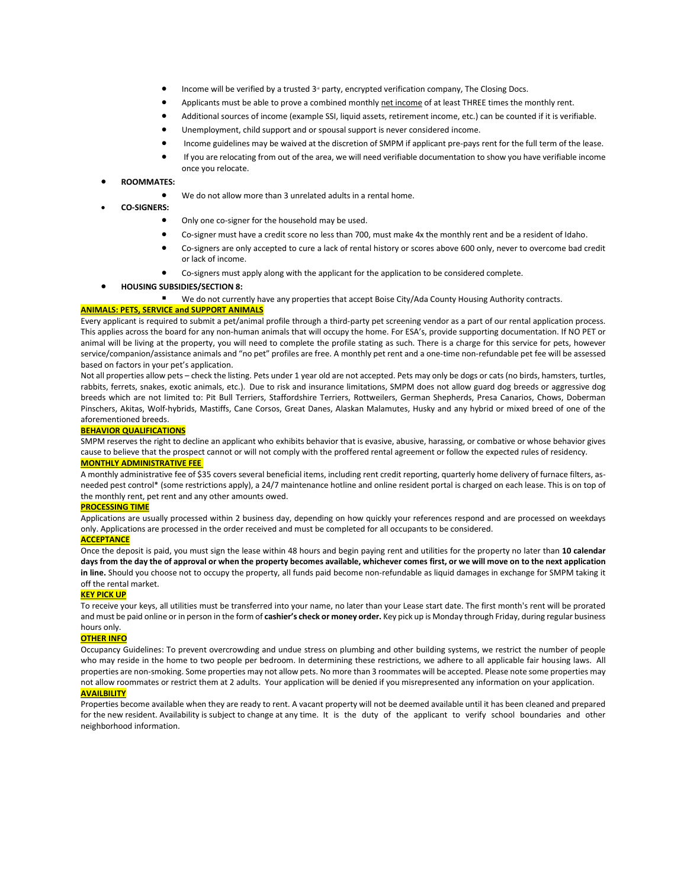- Income will be verified by a trusted 3rd party, encrypted verification company, The Closing Docs.
- Applicants must be able to prove a combined monthly net income of at least THREE times the monthly rent.
- Additional sources of income (example SSI, liquid assets, retirement income, etc.) can be counted if it is verifiable.
- Unemployment, child support and or spousal support is never considered income.
- Income guidelines may be waived at the discretion of SMPM if applicant pre-pays rent for the full term of the lease.
- If you are relocating from out of the area, we will need verifiable documentation to show you have verifiable income once you relocate.

- **ROOMMATES:**
  - We do not allow more than 3 unrelated adults in a rental home.
- **CO-SIGNERS:**
  - Only one co-signer for the household may be used.
  - Co-signer must have a credit score no less than 700, must make 4x the monthly rent and be a resident of Idaho.
  - Co-signers are only accepted to cure a lack of rental history or scores above 600 only, never to overcome bad credit or lack of income.
  - Co-signers must apply along with the applicant for the application to be considered complete.
- **HOUSING SUBSIDIES/SECTION 8:**
  - We do not currently have any properties that accept Boise City/Ada County Housing Authority contracts.

**ANIMALS: PETS, SERVICE and SUPPORT ANIMALS**

Every applicant is required to submit a pet/animal profile through a third-party pet screening vendor as a part of our rental application process. This applies across the board for any non-human animals that will occupy the home. For ESA's, provide supporting documentation. If NO PET or animal will be living at the property, you will need to complete the profile stating as such. There is a charge for this service for pets, however service/companion/assistance animals and "no pet" profiles are free. A monthly pet rent and a one-time non-refundable pet fee will be assessed based on factors in your pet's application.

Not all properties allow pets – check the listing. Pets under 1 year old are not accepted. Pets may only be dogs or cats (no birds, hamsters, turtles, rabbits, ferrets, snakes, exotic animals, etc.). Due to risk and insurance limitations, SMPM does not allow guard dog breeds or aggressive dog breeds which are not limited to: Pit Bull Terriers, Staffordshire Terriers, Rottweilers, German Shepherds, Presa Canarios, Chows, Doberman Pinschers, Akitas, Wolf-hybrids, Mastiffs, Cane Corsos, Great Danes, Alaskan Malamutes, Husky and any hybrid or mixed breed of one of the aforementioned breeds.

**BEHAVIOR QUALIFICATIONS**

SMPM reserves the right to decline an applicant who exhibits behavior that is evasive, abusive, harassing, or combative or whose behavior gives cause to believe that the prospect cannot or will not comply with the proffered rental agreement or follow the expected rules of residency.

**MONTHLY ADMINISTRATIVE FEE**

A monthly administrative fee of $35 covers several beneficial items, including rent credit reporting, quarterly home delivery of furnace filters, as-needed pest control* (some restrictions apply), a 24/7 maintenance hotline and online resident portal is charged on each lease. This is on top of the monthly rent, pet rent and any other amounts owed.

**PROCESSING TIME**

Applications are usually processed within 2 business day, depending on how quickly your references respond and are processed on weekdays only. Applications are processed in the order received and must be completed for all occupants to be considered.

**ACCEPTANCE**

Once the deposit is paid, you must sign the lease within 48 hours and begin paying rent and utilities for the property no later than **10 calendar days from the day the of approval or when the property becomes available, whichever comes first, or we will move on to the next application in line.** Should you choose not to occupy the property, all funds paid become non-refundable as liquid damages in exchange for SMPM taking it off the rental market.

**KEY PICK UP**

To receive your keys, all utilities must be transferred into your name, no later than your Lease start date. The first month's rent will be prorated and must be paid online or in person in the form of **cashier's check or money order.** Key pick up is Monday through Friday, during regular business hours only.

**OTHER INFO**

Occupancy Guidelines: To prevent overcrowding and undue stress on plumbing and other building systems, we restrict the number of people who may reside in the home to two people per bedroom. In determining these restrictions, we adhere to all applicable fair housing laws. All properties are non-smoking. Some properties may not allow pets. No more than 3 roommates will be accepted. Please note some properties may not allow roommates or restrict them at 2 adults. Your application will be denied if you misrepresented any information on your application.

**AVAILBILITY**

Properties become available when they are ready to rent. A vacant property will not be deemed available until it has been cleaned and prepared for the new resident. Availability is subject to change at any time. It is the duty of the applicant to verify school boundaries and other neighborhood information.